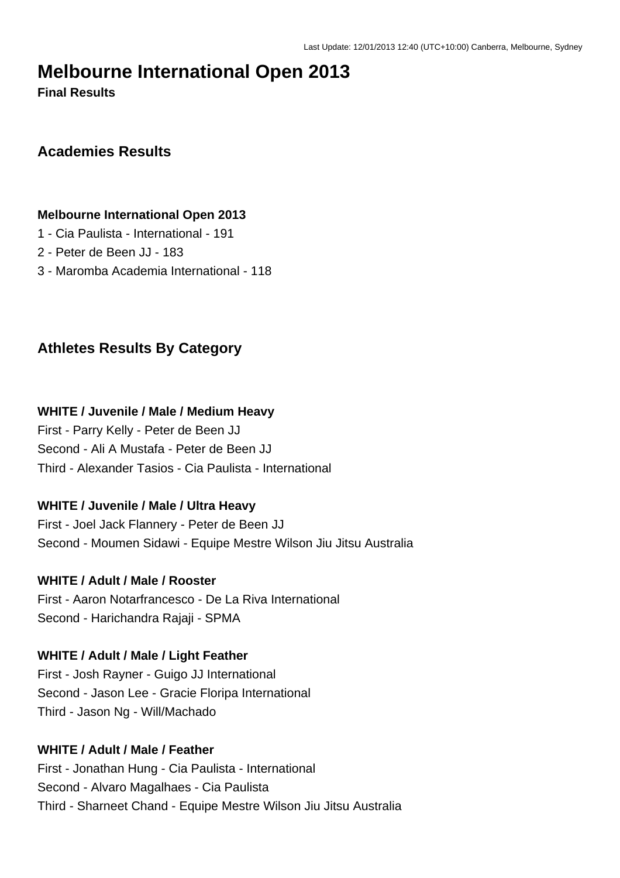Last Update: 12/01/2013 12:40 (UTC+10:00) Canberra, Melbourne, Sydney

# Melbourne International Open 2013

**Final Results**

## Academies Results

**Melbourne International Open 2013**

1 - Cia Paulista - International - 191

2 - Peter de Been JJ - 183

3 - Maromba Academia International - 118

## Athletes Results By Category

**WHITE / Juvenile / Male / Medium Heavy**

First - Parry Kelly - Peter de Been JJ

Second - Ali A Mustafa - Peter de Been JJ

Third - Alexander Tasios - Cia Paulista - International

**WHITE / Juvenile / Male / Ultra Heavy**

First - Joel Jack Flannery - Peter de Been JJ

Second - Moumen Sidawi - Equipe Mestre Wilson Jiu Jitsu Australia

**WHITE / Adult / Male / Rooster**

First - Aaron Notarfrancesco - De La Riva International

Second - Harichandra Rajaji - SPMA

**WHITE / Adult / Male / Light Feather**

First - Josh Rayner - Guigo JJ International

Second - Jason Lee - Gracie Floripa International

Third - Jason Ng - Will/Machado

**WHITE / Adult / Male / Feather**

First - Jonathan Hung - Cia Paulista - International

Second - Alvaro Magalhaes - Cia Paulista

Third - Sharneet Chand - Equipe Mestre Wilson Jiu Jitsu Australia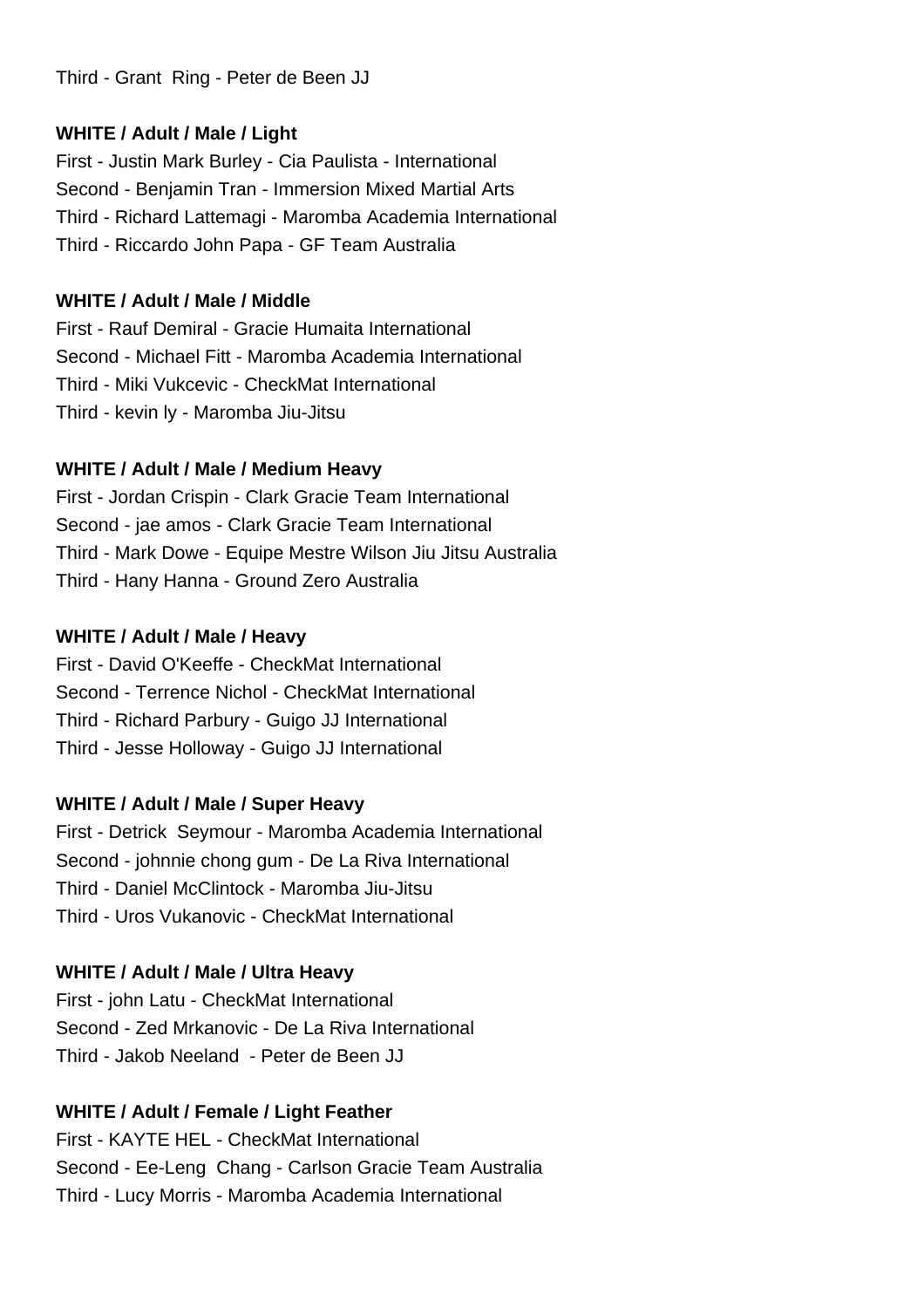Third - Grant Ring - Peter de Been JJ

**WHITE / Adult / Male / Light**

First - Justin Mark Burley - Cia Paulista - International
Second - Benjamin Tran - Immersion Mixed Martial Arts
Third - Richard Lattemagi - Maromba Academia International
Third - Riccardo John Papa - GF Team Australia

**WHITE / Adult / Male / Middle**

First - Rauf Demiral - Gracie Humaita International
Second - Michael Fitt - Maromba Academia International
Third - Miki Vukcevic - CheckMat International
Third - kevin ly - Maromba Jiu-Jitsu

**WHITE / Adult / Male / Medium Heavy**

First - Jordan Crispin - Clark Gracie Team International
Second - jae amos - Clark Gracie Team International
Third - Mark Dowe - Equipe Mestre Wilson Jiu Jitsu Australia
Third - Hany Hanna - Ground Zero Australia

**WHITE / Adult / Male / Heavy**

First - David O'Keeffe - CheckMat International
Second - Terrence Nichol - CheckMat International
Third - Richard Parbury - Guigo JJ International
Third - Jesse Holloway - Guigo JJ International

**WHITE / Adult / Male / Super Heavy**

First - Detrick Seymour - Maromba Academia International
Second - johnnie chong gum - De La Riva International
Third - Daniel McClintock - Maromba Jiu-Jitsu
Third - Uros Vukanovic - CheckMat International

**WHITE / Adult / Male / Ultra Heavy**

First - john Latu - CheckMat International
Second - Zed Mrkanovic - De La Riva International
Third - Jakob Neeland - Peter de Been JJ

**WHITE / Adult / Female / Light Feather**

First - KAYTE HEL - CheckMat International
Second - Ee-Leng Chang - Carlson Gracie Team Australia
Third - Lucy Morris - Maromba Academia International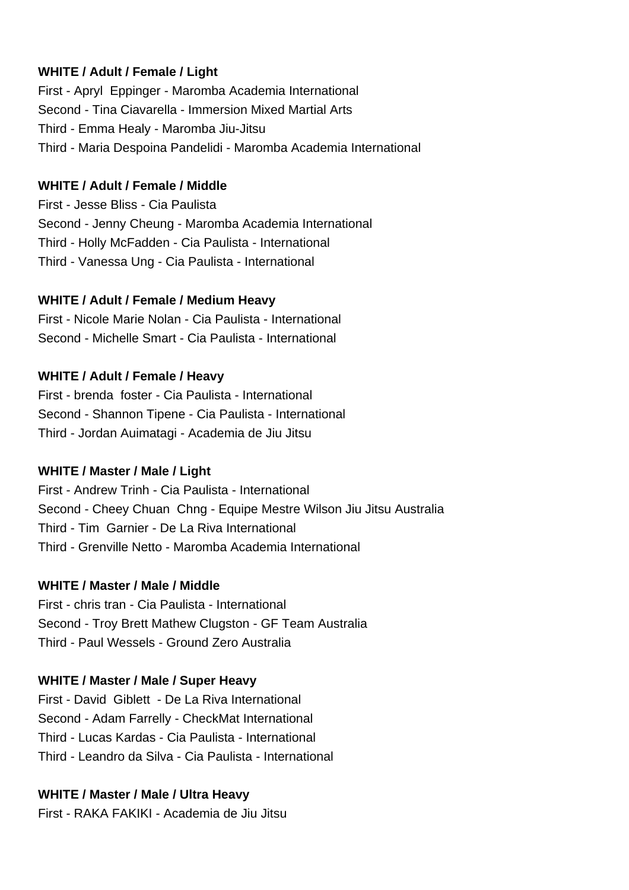**WHITE / Adult / Female / Light**

First - Apryl  Eppinger - Maromba Academia International
Second - Tina Ciavarella - Immersion Mixed Martial Arts
Third - Emma Healy - Maromba Jiu-Jitsu
Third - Maria Despoina Pandelidi - Maromba Academia International

**WHITE / Adult / Female / Middle**

First - Jesse Bliss - Cia Paulista
Second - Jenny Cheung - Maromba Academia International
Third - Holly McFadden - Cia Paulista - International
Third - Vanessa Ung - Cia Paulista - International

**WHITE / Adult / Female / Medium Heavy**

First - Nicole Marie Nolan - Cia Paulista - International
Second - Michelle Smart - Cia Paulista - International

**WHITE / Adult / Female / Heavy**

First - brenda  foster - Cia Paulista - International
Second - Shannon Tipene - Cia Paulista - International
Third - Jordan Auimatagi - Academia de Jiu Jitsu

**WHITE / Master / Male / Light**

First - Andrew Trinh - Cia Paulista - International
Second - Cheey Chuan  Chng - Equipe Mestre Wilson Jiu Jitsu Australia
Third - Tim  Garnier - De La Riva International
Third - Grenville Netto - Maromba Academia International

**WHITE / Master / Male / Middle**

First - chris tran - Cia Paulista - International
Second - Troy Brett Mathew Clugston - GF Team Australia
Third - Paul Wessels - Ground Zero Australia

**WHITE / Master / Male / Super Heavy**

First - David  Giblett  - De La Riva International
Second - Adam Farrelly - CheckMat International
Third - Lucas Kardas - Cia Paulista - International
Third - Leandro da Silva - Cia Paulista - International

**WHITE / Master / Male / Ultra Heavy**

First - RAKA FAKIKI - Academia de Jiu Jitsu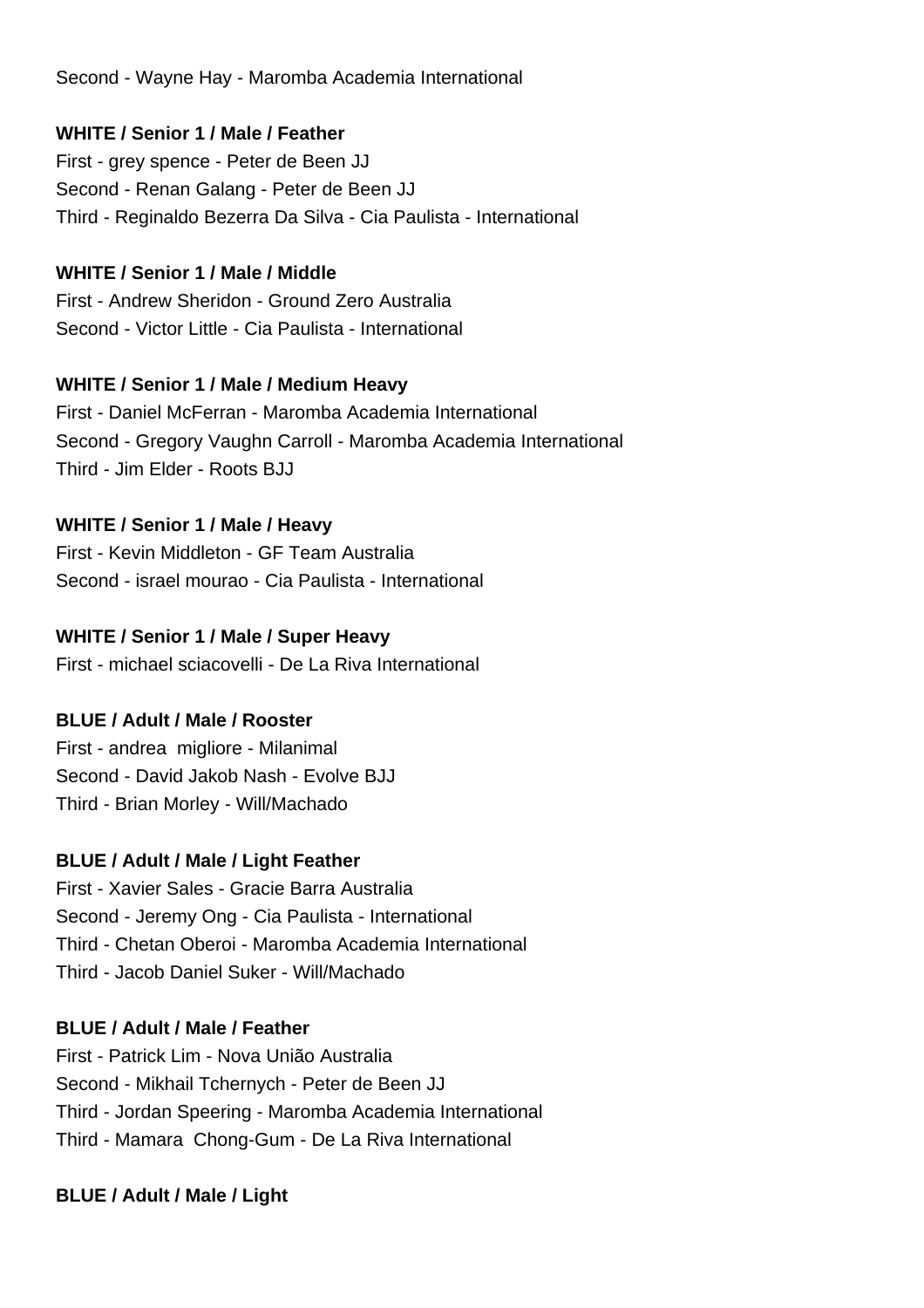Second - Wayne Hay - Maromba Academia International

**WHITE / Senior 1 / Male / Feather**

First - grey spence - Peter de Been JJ
Second - Renan Galang - Peter de Been JJ
Third - Reginaldo Bezerra Da Silva - Cia Paulista - International

**WHITE / Senior 1 / Male / Middle**

First - Andrew Sheridon - Ground Zero Australia
Second - Victor Little - Cia Paulista - International

**WHITE / Senior 1 / Male / Medium Heavy**

First - Daniel McFerran - Maromba Academia International
Second - Gregory Vaughn Carroll - Maromba Academia International
Third - Jim Elder - Roots BJJ

**WHITE / Senior 1 / Male / Heavy**

First - Kevin Middleton - GF Team Australia
Second - israel mourao - Cia Paulista - International

**WHITE / Senior 1 / Male / Super Heavy**

First - michael sciacovelli - De La Riva International

**BLUE / Adult / Male / Rooster**

First - andrea  migliore - Milanimal
Second - David Jakob Nash - Evolve BJJ
Third - Brian Morley - Will/Machado

**BLUE / Adult / Male / Light Feather**

First - Xavier Sales - Gracie Barra Australia
Second - Jeremy Ong - Cia Paulista - International
Third - Chetan Oberoi - Maromba Academia International
Third - Jacob Daniel Suker - Will/Machado

**BLUE / Adult / Male / Feather**

First - Patrick Lim - Nova União Australia
Second - Mikhail Tchernych - Peter de Been JJ
Third - Jordan Speering - Maromba Academia International
Third - Mamara  Chong-Gum - De La Riva International

**BLUE / Adult / Male / Light**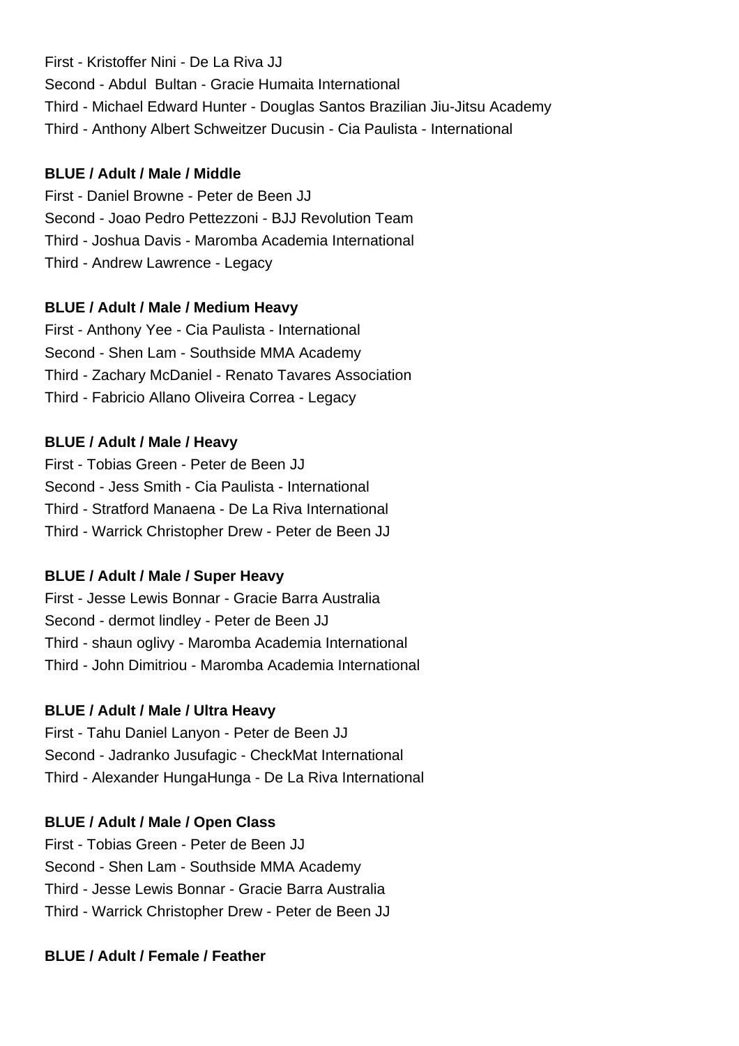First - Kristoffer Nini - De La Riva JJ

Second - Abdul  Bultan - Gracie Humaita International

Third - Michael Edward Hunter - Douglas Santos Brazilian Jiu-Jitsu Academy

Third - Anthony Albert Schweitzer Ducusin - Cia Paulista - International

**BLUE / Adult / Male / Middle**

First - Daniel Browne - Peter de Been JJ

Second - Joao Pedro Pettezzoni - BJJ Revolution Team

Third - Joshua Davis - Maromba Academia International

Third - Andrew Lawrence - Legacy

**BLUE / Adult / Male / Medium Heavy**

First - Anthony Yee - Cia Paulista - International

Second - Shen Lam - Southside MMA Academy

Third - Zachary McDaniel - Renato Tavares Association

Third - Fabricio Allano Oliveira Correa - Legacy

**BLUE / Adult / Male / Heavy**

First - Tobias Green - Peter de Been JJ

Second - Jess Smith - Cia Paulista - International

Third - Stratford Manaena - De La Riva International

Third - Warrick Christopher Drew - Peter de Been JJ

**BLUE / Adult / Male / Super Heavy**

First - Jesse Lewis Bonnar - Gracie Barra Australia

Second - dermot lindley - Peter de Been JJ

Third - shaun oglivy - Maromba Academia International

Third - John Dimitriou - Maromba Academia International

**BLUE / Adult / Male / Ultra Heavy**

First - Tahu Daniel Lanyon - Peter de Been JJ

Second - Jadranko Jusufagic - CheckMat International

Third - Alexander HungaHunga - De La Riva International

**BLUE / Adult / Male / Open Class**

First - Tobias Green - Peter de Been JJ

Second - Shen Lam - Southside MMA Academy

Third - Jesse Lewis Bonnar - Gracie Barra Australia

Third - Warrick Christopher Drew - Peter de Been JJ

**BLUE / Adult / Female / Feather**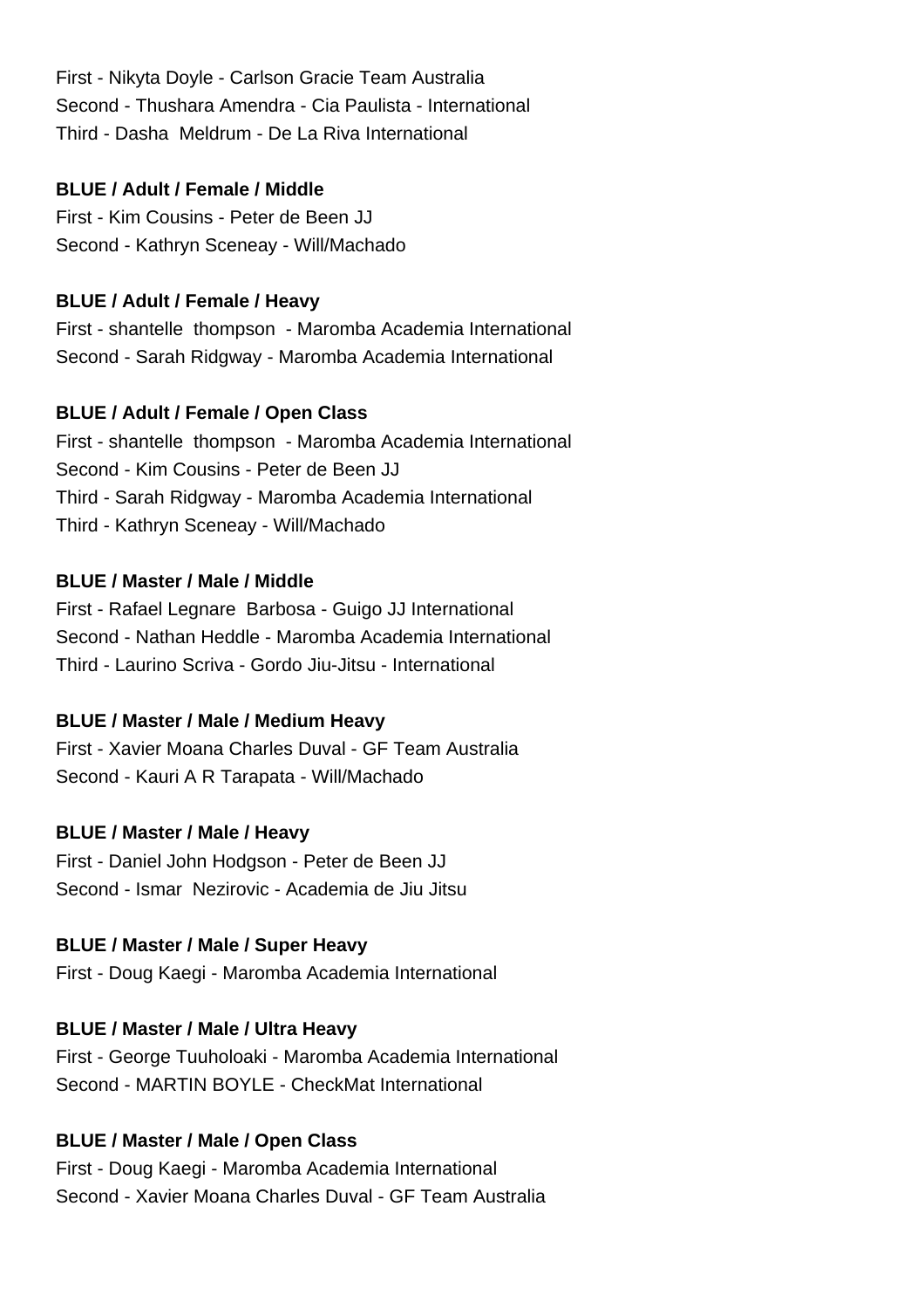First - Nikyta Doyle - Carlson Gracie Team Australia
Second - Thushara Amendra - Cia Paulista - International
Third - Dasha Meldrum - De La Riva International

**BLUE / Adult / Female / Middle**
First - Kim Cousins - Peter de Been JJ
Second - Kathryn Sceneay - Will/Machado

**BLUE / Adult / Female / Heavy**
First - shantelle thompson - Maromba Academia International
Second - Sarah Ridgway - Maromba Academia International

**BLUE / Adult / Female / Open Class**
First - shantelle thompson - Maromba Academia International
Second - Kim Cousins - Peter de Been JJ
Third - Sarah Ridgway - Maromba Academia International
Third - Kathryn Sceneay - Will/Machado

**BLUE / Master / Male / Middle**
First - Rafael Legnare Barbosa - Guigo JJ International
Second - Nathan Heddle - Maromba Academia International
Third - Laurino Scriva - Gordo Jiu-Jitsu - International

**BLUE / Master / Male / Medium Heavy**
First - Xavier Moana Charles Duval - GF Team Australia
Second - Kauri A R Tarapata - Will/Machado

**BLUE / Master / Male / Heavy**
First - Daniel John Hodgson - Peter de Been JJ
Second - Ismar Nezirovic - Academia de Jiu Jitsu

**BLUE / Master / Male / Super Heavy**
First - Doug Kaegi - Maromba Academia International

**BLUE / Master / Male / Ultra Heavy**
First - George Tuuholoaki - Maromba Academia International
Second - MARTIN BOYLE - CheckMat International

**BLUE / Master / Male / Open Class**
First - Doug Kaegi - Maromba Academia International
Second - Xavier Moana Charles Duval - GF Team Australia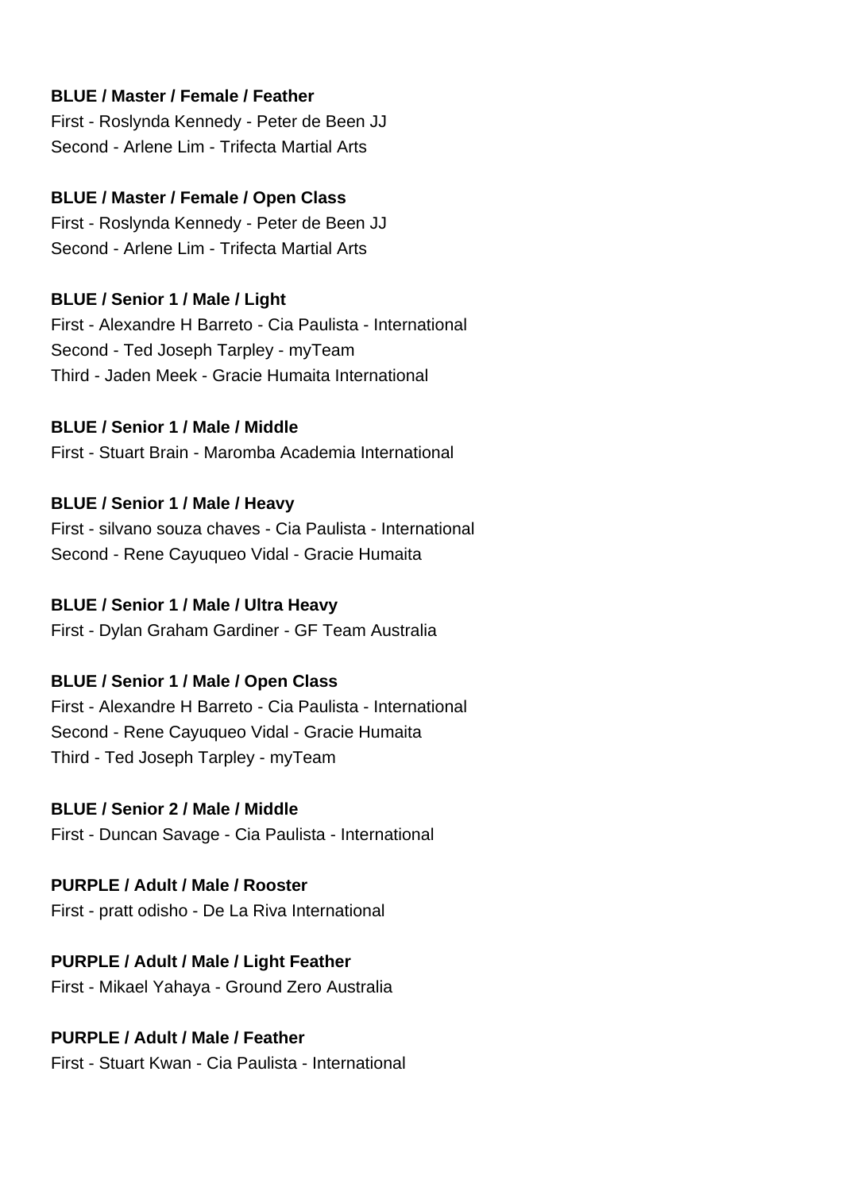**BLUE / Master / Female / Feather**
First - Roslynda Kennedy - Peter de Been JJ
Second - Arlene Lim - Trifecta Martial Arts

**BLUE / Master / Female / Open Class**
First - Roslynda Kennedy - Peter de Been JJ
Second - Arlene Lim - Trifecta Martial Arts

**BLUE / Senior 1 / Male / Light**
First - Alexandre H Barreto - Cia Paulista - International
Second - Ted Joseph Tarpley - myTeam
Third - Jaden Meek - Gracie Humaita International

**BLUE / Senior 1 / Male / Middle**
First - Stuart Brain - Maromba Academia International

**BLUE / Senior 1 / Male / Heavy**
First - silvano souza chaves - Cia Paulista - International
Second - Rene Cayuqueo Vidal - Gracie Humaita

**BLUE / Senior 1 / Male / Ultra Heavy**
First - Dylan Graham Gardiner - GF Team Australia

**BLUE / Senior 1 / Male / Open Class**
First - Alexandre H Barreto - Cia Paulista - International
Second - Rene Cayuqueo Vidal - Gracie Humaita
Third - Ted Joseph Tarpley - myTeam

**BLUE / Senior 2 / Male / Middle**
First - Duncan Savage - Cia Paulista - International

**PURPLE / Adult / Male / Rooster**
First - pratt odisho - De La Riva International

**PURPLE / Adult / Male / Light Feather**
First - Mikael Yahaya - Ground Zero Australia

**PURPLE / Adult / Male / Feather**
First - Stuart Kwan - Cia Paulista - International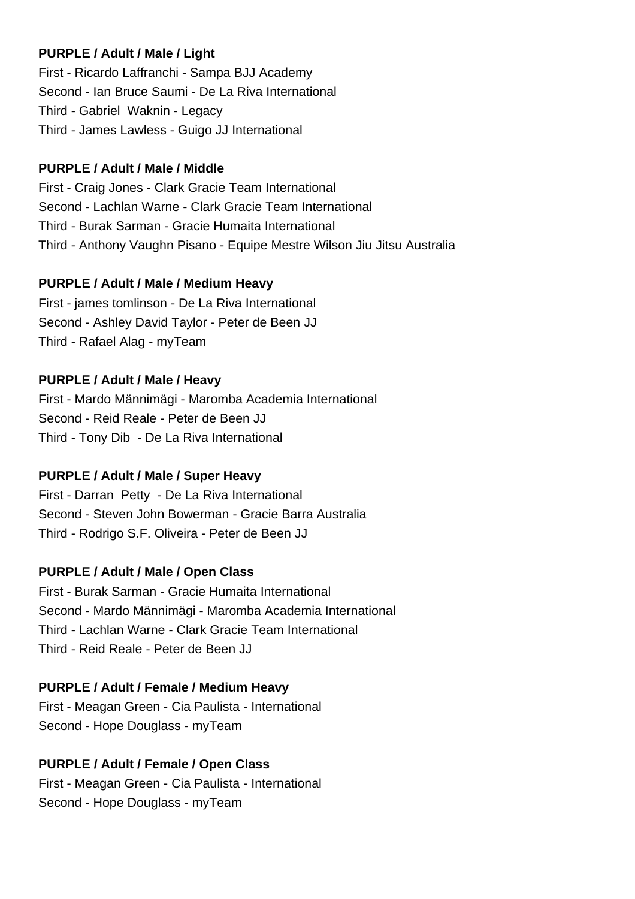**PURPLE / Adult / Male / Light**

First - Ricardo Laffranchi - Sampa BJJ Academy
Second - Ian Bruce Saumi - De La Riva International
Third - Gabriel  Waknin - Legacy
Third - James Lawless - Guigo JJ International

**PURPLE / Adult / Male / Middle**

First - Craig Jones - Clark Gracie Team International
Second - Lachlan Warne - Clark Gracie Team International
Third - Burak Sarman - Gracie Humaita International
Third - Anthony Vaughn Pisano - Equipe Mestre Wilson Jiu Jitsu Australia

**PURPLE / Adult / Male / Medium Heavy**

First - james tomlinson - De La Riva International
Second - Ashley David Taylor - Peter de Been JJ
Third - Rafael Alag - myTeam

**PURPLE / Adult / Male / Heavy**

First - Mardo Männimägi - Maromba Academia International
Second - Reid Reale - Peter de Been JJ
Third - Tony Dib  - De La Riva International

**PURPLE / Adult / Male / Super Heavy**

First - Darran  Petty  - De La Riva International
Second - Steven John Bowerman - Gracie Barra Australia
Third - Rodrigo S.F. Oliveira - Peter de Been JJ

**PURPLE / Adult / Male / Open Class**

First - Burak Sarman - Gracie Humaita International
Second - Mardo Männimägi - Maromba Academia International
Third - Lachlan Warne - Clark Gracie Team International
Third - Reid Reale - Peter de Been JJ

**PURPLE / Adult / Female / Medium Heavy**

First - Meagan Green - Cia Paulista - International
Second - Hope Douglass - myTeam

**PURPLE / Adult / Female / Open Class**

First - Meagan Green - Cia Paulista - International
Second - Hope Douglass - myTeam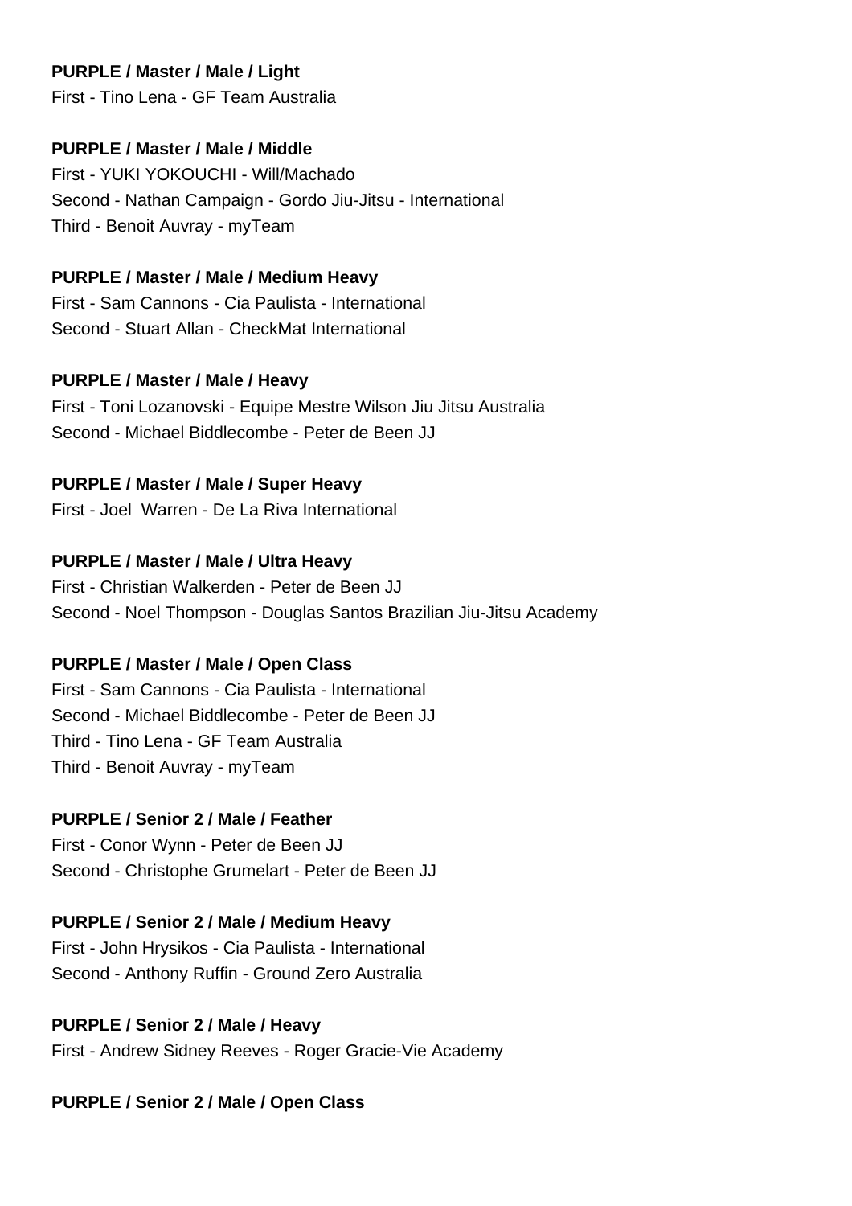**PURPLE / Master / Male / Light**
First - Tino Lena - GF Team Australia

**PURPLE / Master / Male / Middle**
First - YUKI YOKOUCHI - Will/Machado
Second - Nathan Campaign - Gordo Jiu-Jitsu - International
Third - Benoit Auvray - myTeam

**PURPLE / Master / Male / Medium Heavy**
First - Sam Cannons - Cia Paulista - International
Second - Stuart Allan - CheckMat International

**PURPLE / Master / Male / Heavy**
First - Toni Lozanovski - Equipe Mestre Wilson Jiu Jitsu Australia
Second - Michael Biddlecombe - Peter de Been JJ

**PURPLE / Master / Male / Super Heavy**
First - Joel  Warren - De La Riva International

**PURPLE / Master / Male / Ultra Heavy**
First - Christian Walkerden - Peter de Been JJ
Second - Noel Thompson - Douglas Santos Brazilian Jiu-Jitsu Academy

**PURPLE / Master / Male / Open Class**
First - Sam Cannons - Cia Paulista - International
Second - Michael Biddlecombe - Peter de Been JJ
Third - Tino Lena - GF Team Australia
Third - Benoit Auvray - myTeam

**PURPLE / Senior 2 / Male / Feather**
First - Conor Wynn - Peter de Been JJ
Second - Christophe Grumelart - Peter de Been JJ

**PURPLE / Senior 2 / Male / Medium Heavy**
First - John Hrysikos - Cia Paulista - International
Second - Anthony Ruffin - Ground Zero Australia

**PURPLE / Senior 2 / Male / Heavy**
First - Andrew Sidney Reeves - Roger Gracie-Vie Academy

**PURPLE / Senior 2 / Male / Open Class**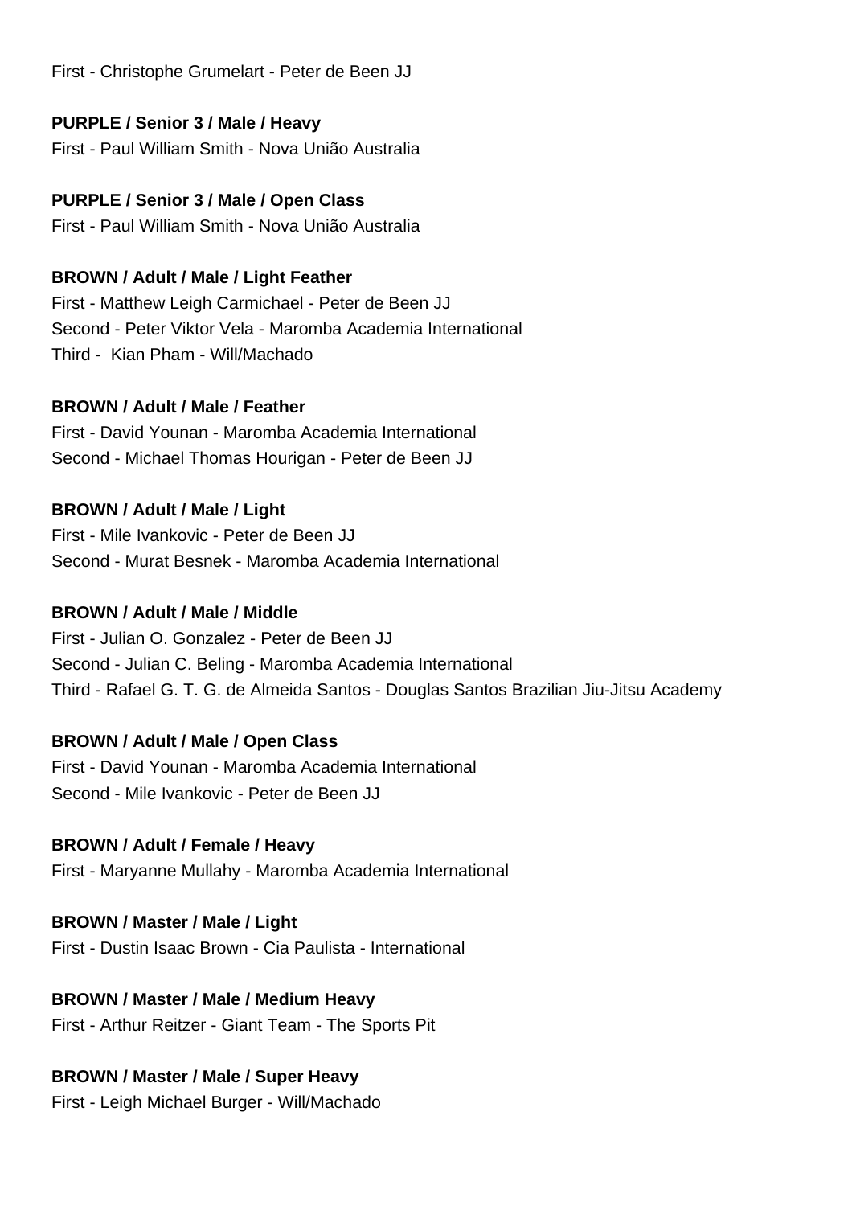First - Christophe Grumelart - Peter de Been JJ

**PURPLE / Senior 3 / Male / Heavy**
First - Paul William Smith - Nova União Australia

**PURPLE / Senior 3 / Male / Open Class**
First - Paul William Smith - Nova União Australia

**BROWN / Adult / Male / Light Feather**
First - Matthew Leigh Carmichael - Peter de Been JJ
Second - Peter Viktor Vela - Maromba Academia International
Third - Kian Pham - Will/Machado

**BROWN / Adult / Male / Feather**
First - David Younan - Maromba Academia International
Second - Michael Thomas Hourigan - Peter de Been JJ

**BROWN / Adult / Male / Light**
First - Mile Ivankovic - Peter de Been JJ
Second - Murat Besnek - Maromba Academia International

**BROWN / Adult / Male / Middle**
First - Julian O. Gonzalez - Peter de Been JJ
Second - Julian C. Beling - Maromba Academia International
Third - Rafael G. T. G. de Almeida Santos - Douglas Santos Brazilian Jiu-Jitsu Academy

**BROWN / Adult / Male / Open Class**
First - David Younan - Maromba Academia International
Second - Mile Ivankovic - Peter de Been JJ

**BROWN / Adult / Female / Heavy**
First - Maryanne Mullahy - Maromba Academia International

**BROWN / Master / Male / Light**
First - Dustin Isaac Brown - Cia Paulista - International

**BROWN / Master / Male / Medium Heavy**
First - Arthur Reitzer - Giant Team - The Sports Pit

**BROWN / Master / Male / Super Heavy**
First - Leigh Michael Burger - Will/Machado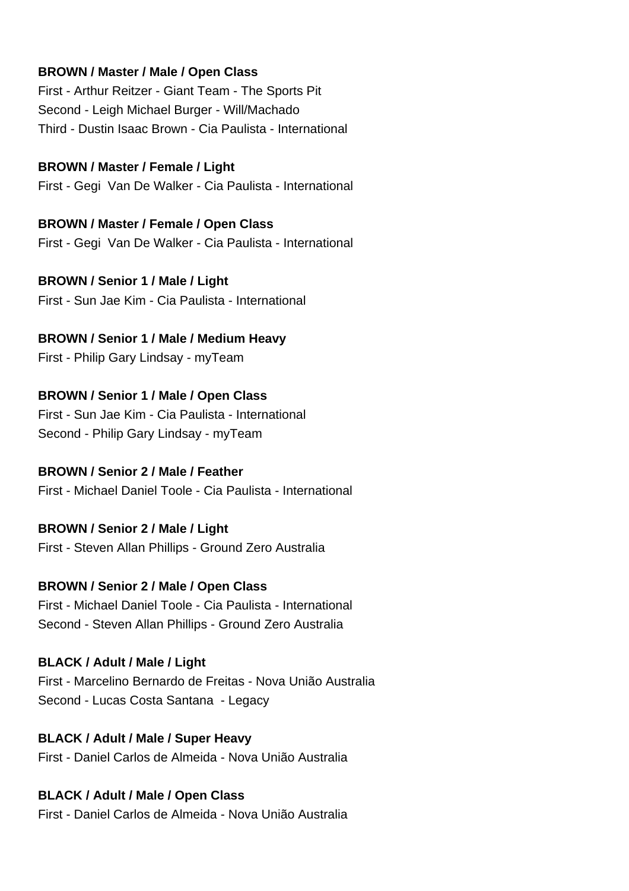**BROWN / Master / Male / Open Class**

First - Arthur Reitzer - Giant Team - The Sports Pit
Second - Leigh Michael Burger - Will/Machado
Third - Dustin Isaac Brown - Cia Paulista - International

**BROWN / Master / Female / Light**

First - Gegi  Van De Walker - Cia Paulista - International

**BROWN / Master / Female / Open Class**

First - Gegi  Van De Walker - Cia Paulista - International

**BROWN / Senior 1 / Male / Light**

First - Sun Jae Kim - Cia Paulista - International

**BROWN / Senior 1 / Male / Medium Heavy**

First - Philip Gary Lindsay - myTeam

**BROWN / Senior 1 / Male / Open Class**

First - Sun Jae Kim - Cia Paulista - International
Second - Philip Gary Lindsay - myTeam

**BROWN / Senior 2 / Male / Feather**

First - Michael Daniel Toole - Cia Paulista - International

**BROWN / Senior 2 / Male / Light**

First - Steven Allan Phillips - Ground Zero Australia

**BROWN / Senior 2 / Male / Open Class**

First - Michael Daniel Toole - Cia Paulista - International
Second - Steven Allan Phillips - Ground Zero Australia

**BLACK / Adult / Male / Light**

First - Marcelino Bernardo de Freitas - Nova União Australia
Second - Lucas Costa Santana  - Legacy

**BLACK / Adult / Male / Super Heavy**

First - Daniel Carlos de Almeida - Nova União Australia

**BLACK / Adult / Male / Open Class**

First - Daniel Carlos de Almeida - Nova União Australia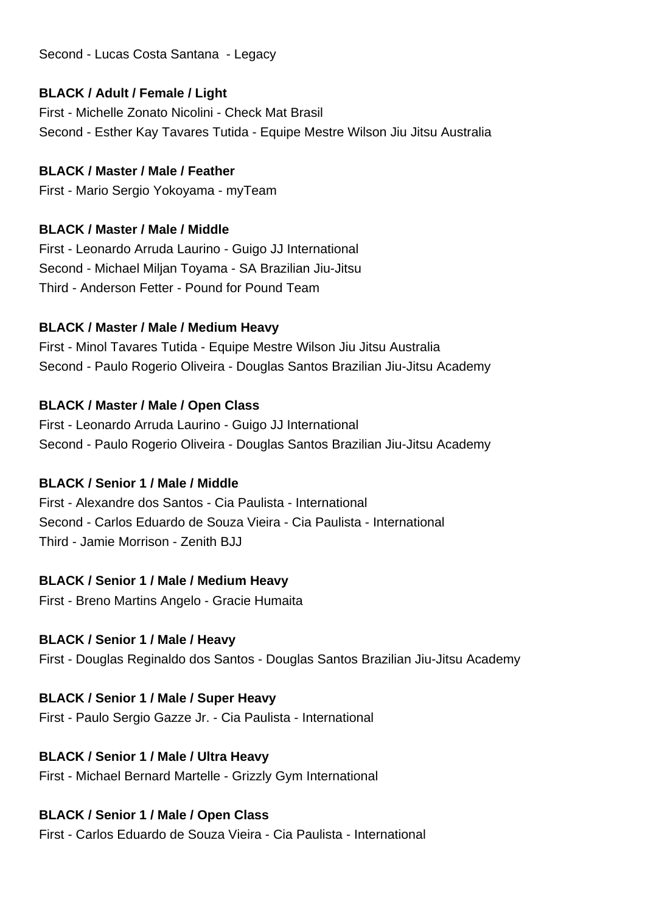Second - Lucas Costa Santana - Legacy

**BLACK / Adult / Female / Light**

First - Michelle Zonato Nicolini - Check Mat Brasil
Second - Esther Kay Tavares Tutida - Equipe Mestre Wilson Jiu Jitsu Australia

**BLACK / Master / Male / Feather**

First - Mario Sergio Yokoyama - myTeam

**BLACK / Master / Male / Middle**

First - Leonardo Arruda Laurino - Guigo JJ International
Second - Michael Miljan Toyama - SA Brazilian Jiu-Jitsu
Third - Anderson Fetter - Pound for Pound Team

**BLACK / Master / Male / Medium Heavy**

First - Minol Tavares Tutida - Equipe Mestre Wilson Jiu Jitsu Australia
Second - Paulo Rogerio Oliveira - Douglas Santos Brazilian Jiu-Jitsu Academy

**BLACK / Master / Male / Open Class**

First - Leonardo Arruda Laurino - Guigo JJ International
Second - Paulo Rogerio Oliveira - Douglas Santos Brazilian Jiu-Jitsu Academy

**BLACK / Senior 1 / Male / Middle**

First - Alexandre dos Santos - Cia Paulista - International
Second - Carlos Eduardo de Souza Vieira - Cia Paulista - International
Third - Jamie Morrison - Zenith BJJ

**BLACK / Senior 1 / Male / Medium Heavy**

First - Breno Martins Angelo - Gracie Humaita

**BLACK / Senior 1 / Male / Heavy**

First - Douglas Reginaldo dos Santos - Douglas Santos Brazilian Jiu-Jitsu Academy

**BLACK / Senior 1 / Male / Super Heavy**

First - Paulo Sergio Gazze Jr. - Cia Paulista - International

**BLACK / Senior 1 / Male / Ultra Heavy**

First - Michael Bernard Martelle - Grizzly Gym International

**BLACK / Senior 1 / Male / Open Class**

First - Carlos Eduardo de Souza Vieira - Cia Paulista - International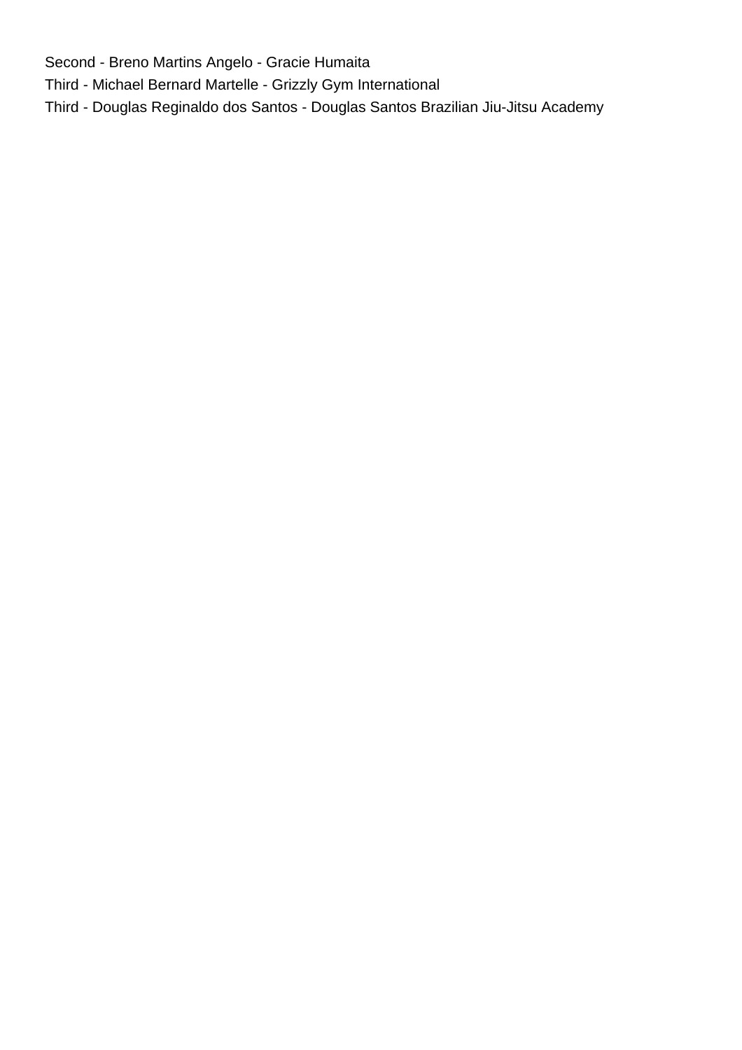Second - Breno Martins Angelo - Gracie Humaita

Third - Michael Bernard Martelle - Grizzly Gym International

Third - Douglas Reginaldo dos Santos - Douglas Santos Brazilian Jiu-Jitsu Academy